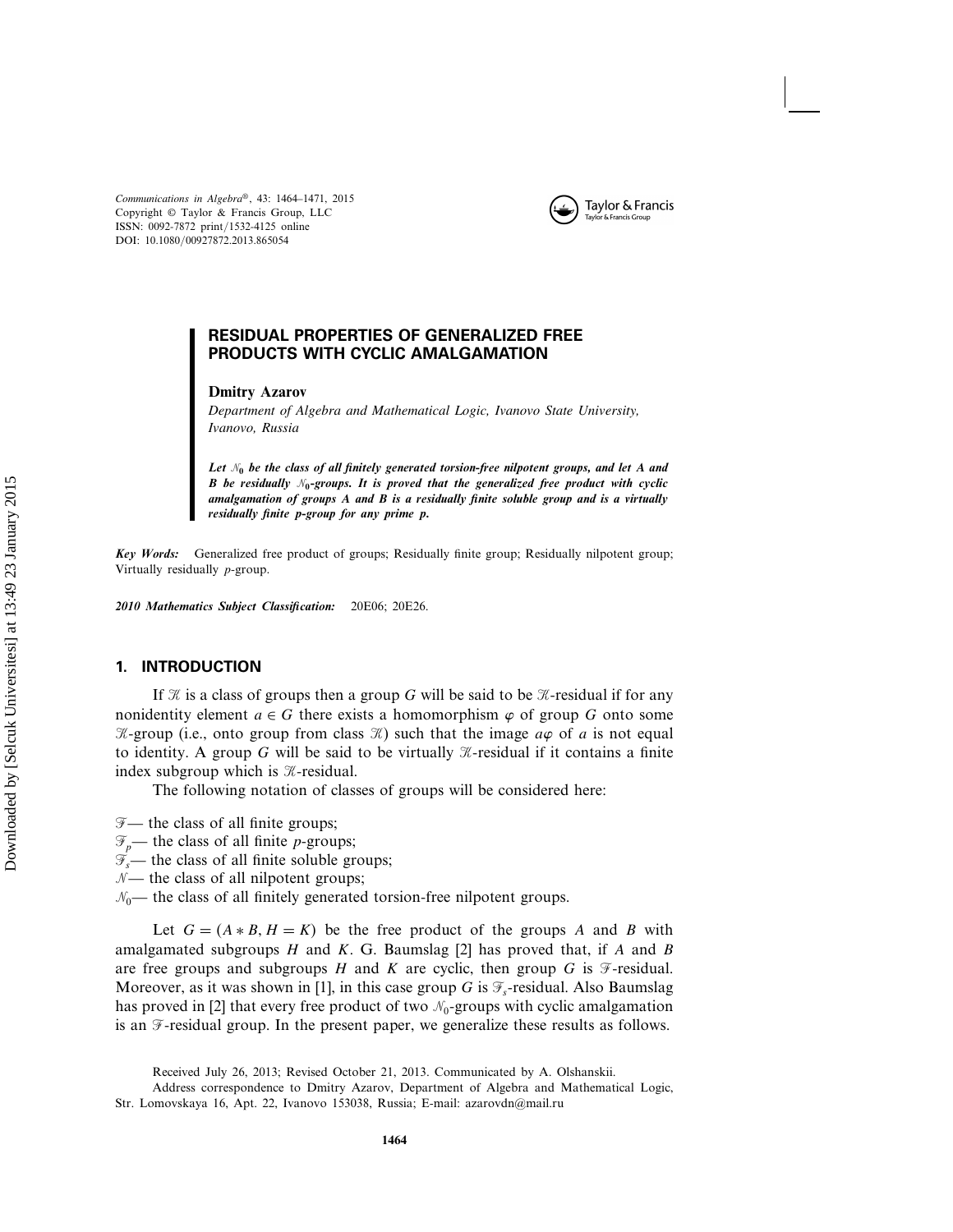# RESIDUAL PROPERTIES OF GENERALIZED FREE PRODUCTS WITH CYCLIC AMALGAMATION

**Dmitry Azarov**

*Department of Algebra and Mathematical Logic, Ivanovo State University, Ivanovo, Russia*

***Let $\mathcal{N}_0$ be the class of all finitely generated torsion-free nilpotent groups, and let A and B be residually $\mathcal{N}_0$-groups. It is proved that the generalized free product with cyclic amalgamation of groups A and B is a residually finite soluble group and is a virtually residually finite p-group for any prime p.***

***Key Words:*** Generalized free product of groups; Residually finite group; Residually nilpotent group; Virtually residually $p$-group.

***2010 Mathematics Subject Classification:*** 20E06; 20E26.

## 1. INTRODUCTION

If $\mathcal{K}$ is a class of groups then a group $G$ will be said to be $\mathcal{K}$-residual if for any nonidentity element $a \in G$ there exists a homomorphism $\varphi$ of group $G$ onto some $\mathcal{K}$-group (i.e., onto group from class $\mathcal{K}$) such that the image $a\varphi$ of $a$ is not equal to identity. A group $G$ will be said to be virtually $\mathcal{K}$-residual if it contains a finite index subgroup which is $\mathcal{K}$-residual.

The following notation of classes of groups will be considered here:

$\mathcal{F}$— the class of all finite groups;
$\mathcal{F}_p$— the class of all finite $p$-groups;
$\mathcal{F}_s$— the class of all finite soluble groups;
$\mathcal{N}$— the class of all nilpotent groups;
$\mathcal{N}_0$— the class of all finitely generated torsion-free nilpotent groups.

Let $G = (A * B, H = K)$ be the free product of the groups $A$ and $B$ with amalgamated subgroups $H$ and $K$. G. Baumslag [2] has proved that, if $A$ and $B$ are free groups and subgroups $H$ and $K$ are cyclic, then group $G$ is $\mathcal{F}$-residual. Moreover, as it was shown in [1], in this case group $G$ is $\mathcal{F}_s$-residual. Also Baumslag has proved in [2] that every free product of two $\mathcal{N}_0$-groups with cyclic amalgamation is an $\mathcal{F}$-residual group. In the present paper, we generalize these results as follows.

Received July 26, 2013; Revised October 21, 2013. Communicated by A. Olshanskii.
Address correspondence to Dmitry Azarov, Department of Algebra and Mathematical Logic, Str. Lomovskaya 16, Apt. 22, Ivanovo 153038, Russia; E-mail: azarovdn@mail.ru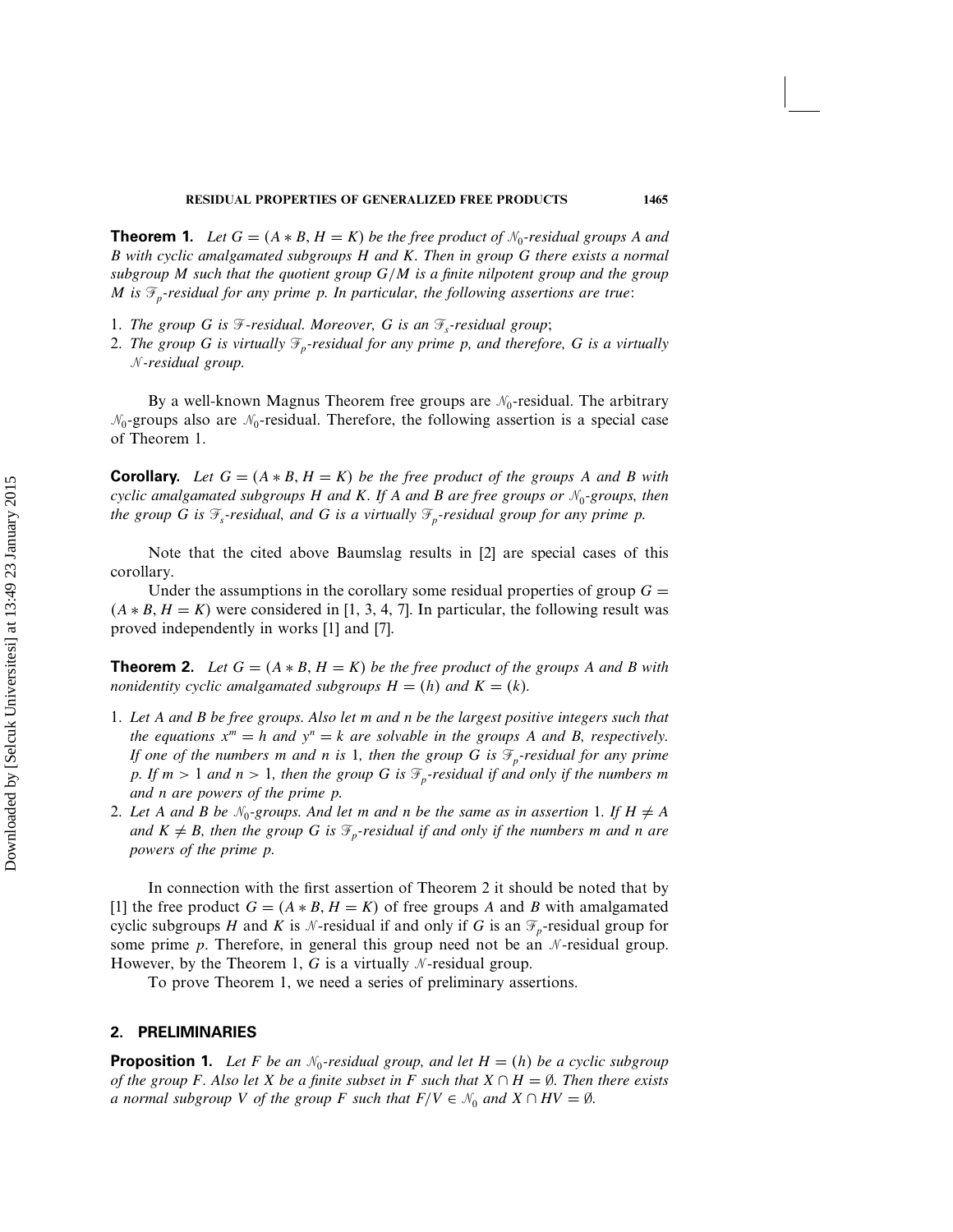**Theorem 1.** *Let $G = (A * B, H = K)$ be the free product of $\mathcal{N}_0$-residual groups $A$ and $B$ with cyclic amalgamated subgroups $H$ and $K$. Then in group $G$ there exists a normal subgroup $M$ such that the quotient group $G/M$ is a finite nilpotent group and the group $M$ is $\mathcal{F}_p$-residual for any prime $p$. In particular, the following assertions are true*:

1. *The group $G$ is $\mathcal{F}$-residual. Moreover, $G$ is an $\mathcal{F}_s$-residual group*;
2. *The group $G$ is virtually $\mathcal{F}_p$-residual for any prime $p$, and therefore, $G$ is a virtually $\mathcal{N}$-residual group.*

By a well-known Magnus Theorem free groups are $\mathcal{N}_0$-residual. The arbitrary $\mathcal{N}_0$-groups also are $\mathcal{N}_0$-residual. Therefore, the following assertion is a special case of Theorem 1.

**Corollary.** *Let $G = (A * B, H = K)$ be the free product of the groups $A$ and $B$ with cyclic amalgamated subgroups $H$ and $K$. If $A$ and $B$ are free groups or $\mathcal{N}_0$-groups, then the group $G$ is $\mathcal{F}_s$-residual, and $G$ is a virtually $\mathcal{F}_p$-residual group for any prime $p$.*

Note that the cited above Baumslag results in [2] are special cases of this corollary.

Under the assumptions in the corollary some residual properties of group $G = (A * B, H = K)$ were considered in [1, 3, 4, 7]. In particular, the following result was proved independently in works [1] and [7].

**Theorem 2.** *Let $G = (A * B, H = K)$ be the free product of the groups $A$ and $B$ with nonidentity cyclic amalgamated subgroups $H = (h)$ and $K = (k)$.*

1. *Let $A$ and $B$ be free groups. Also let $m$ and $n$ be the largest positive integers such that the equations $x^m = h$ and $y^n = k$ are solvable in the groups $A$ and $B$, respectively. If one of the numbers $m$ and $n$ is 1, then the group $G$ is $\mathcal{F}_p$-residual for any prime $p$. If $m > 1$ and $n > 1$, then the group $G$ is $\mathcal{F}_p$-residual if and only if the numbers $m$ and $n$ are powers of the prime $p$.*
2. *Let $A$ and $B$ be $\mathcal{N}_0$-groups. And let $m$ and $n$ be the same as in assertion 1. If $H \neq A$ and $K \neq B$, then the group $G$ is $\mathcal{F}_p$-residual if and only if the numbers $m$ and $n$ are powers of the prime $p$.*

In connection with the first assertion of Theorem 2 it should be noted that by [1] the free product $G = (A * B, H = K)$ of free groups $A$ and $B$ with amalgamated cyclic subgroups $H$ and $K$ is $\mathcal{N}$-residual if and only if $G$ is an $\mathcal{F}_p$-residual group for some prime $p$. Therefore, in general this group need not be an $\mathcal{N}$-residual group. However, by the Theorem 1, $G$ is a virtually $\mathcal{N}$-residual group.

To prove Theorem 1, we need a series of preliminary assertions.

## 2. PRELIMINARIES

**Proposition 1.** *Let $F$ be an $\mathcal{N}_0$-residual group, and let $H = (h)$ be a cyclic subgroup of the group $F$. Also let $X$ be a finite subset in $F$ such that $X \cap H = \emptyset$. Then there exists a normal subgroup $V$ of the group $F$ such that $F/V \in \mathcal{N}_0$ and $X \cap HV = \emptyset$.*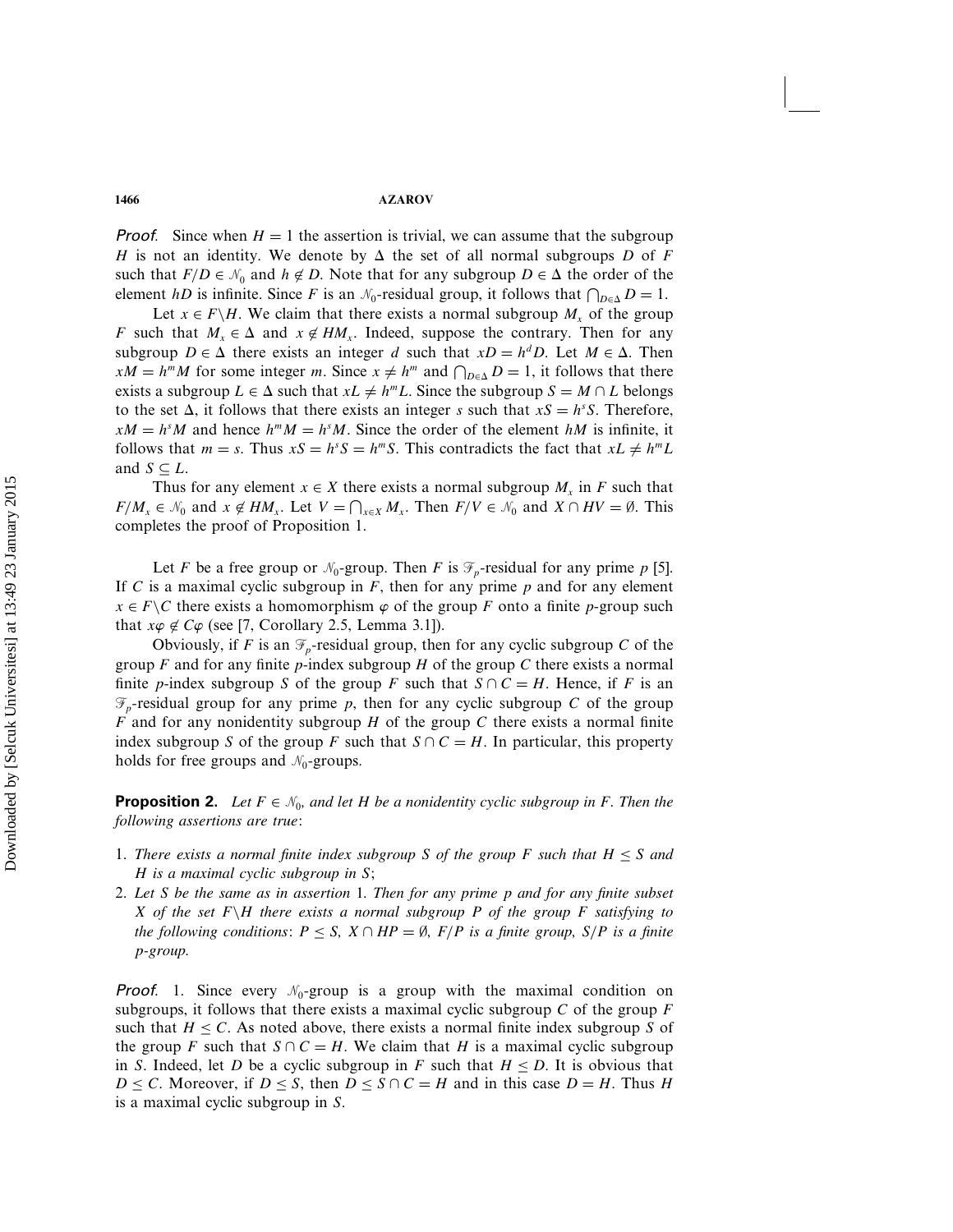*Proof*. Since when $H = 1$ the assertion is trivial, we can assume that the subgroup $H$ is not an identity. We denote by $\Delta$ the set of all normal subgroups $D$ of $F$ such that $F/D \in \mathcal{N}_0$ and $h \notin D$. Note that for any subgroup $D \in \Delta$ the order of the element $hD$ is infinite. Since $F$ is an $\mathcal{N}_0$-residual group, it follows that $\bigcap_{D \in \Delta} D = 1$.

Let $x \in F \setminus H$. We claim that there exists a normal subgroup $M_x$ of the group $F$ such that $M_x \in \Delta$ and $x \notin HM_x$. Indeed, suppose the contrary. Then for any subgroup $D \in \Delta$ there exists an integer $d$ such that $xD = h^d D$. Let $M \in \Delta$. Then $xM = h^m M$ for some integer $m$. Since $x \neq h^m$ and $\bigcap_{D \in \Delta} D = 1$, it follows that there exists a subgroup $L \in \Delta$ such that $xL \neq h^m L$. Since the subgroup $S = M \cap L$ belongs to the set $\Delta$, it follows that there exists an integer $s$ such that $xS = h^s S$. Therefore, $xM = h^s M$ and hence $h^m M = h^s M$. Since the order of the element $hM$ is infinite, it follows that $m = s$. Thus $xS = h^s S = h^m S$. This contradicts the fact that $xL \neq h^m L$ and $S \subseteq L$.

Thus for any element $x \in X$ there exists a normal subgroup $M_x$ in $F$ such that $F/M_x \in \mathcal{N}_0$ and $x \notin HM_x$. Let $V = \bigcap_{x \in X} M_x$. Then $F/V \in \mathcal{N}_0$ and $X \cap HV = \emptyset$. This completes the proof of Proposition 1.

Let $F$ be a free group or $\mathcal{N}_0$-group. Then $F$ is $\mathcal{F}_p$-residual for any prime $p$ [5]. If $C$ is a maximal cyclic subgroup in $F$, then for any prime $p$ and for any element $x \in F \setminus C$ there exists a homomorphism $\varphi$ of the group $F$ onto a finite $p$-group such that $x\varphi \notin C\varphi$ (see [7, Corollary 2.5, Lemma 3.1]).

Obviously, if $F$ is an $\mathcal{F}_p$-residual group, then for any cyclic subgroup $C$ of the group $F$ and for any finite $p$-index subgroup $H$ of the group $C$ there exists a normal finite $p$-index subgroup $S$ of the group $F$ such that $S \cap C = H$. Hence, if $F$ is an $\mathcal{F}_p$-residual group for any prime $p$, then for any cyclic subgroup $C$ of the group $F$ and for any nonidentity subgroup $H$ of the group $C$ there exists a normal finite index subgroup $S$ of the group $F$ such that $S \cap C = H$. In particular, this property holds for free groups and $\mathcal{N}_0$-groups.

**Proposition 2.** *Let $F \in \mathcal{N}_0$, and let $H$ be a nonidentity cyclic subgroup in $F$. Then the following assertions are true*:

1. *There exists a normal finite index subgroup $S$ of the group $F$ such that $H \leq S$ and $H$ is a maximal cyclic subgroup in $S$;*
2. *Let $S$ be the same as in assertion 1. Then for any prime $p$ and for any finite subset $X$ of the set $F \setminus H$ there exists a normal subgroup $P$ of the group $F$ satisfying to the following conditions*: *$P \leq S$, $X \cap HP = \emptyset$, $F/P$ is a finite group, $S/P$ is a finite $p$-group.*

*Proof*. 1. Since every $\mathcal{N}_0$-group is a group with the maximal condition on subgroups, it follows that there exists a maximal cyclic subgroup $C$ of the group $F$ such that $H \leq C$. As noted above, there exists a normal finite index subgroup $S$ of the group $F$ such that $S \cap C = H$. We claim that $H$ is a maximal cyclic subgroup in $S$. Indeed, let $D$ be a cyclic subgroup in $F$ such that $H \leq D$. It is obvious that $D \leq C$. Moreover, if $D \leq S$, then $D \leq S \cap C = H$ and in this case $D = H$. Thus $H$ is a maximal cyclic subgroup in $S$.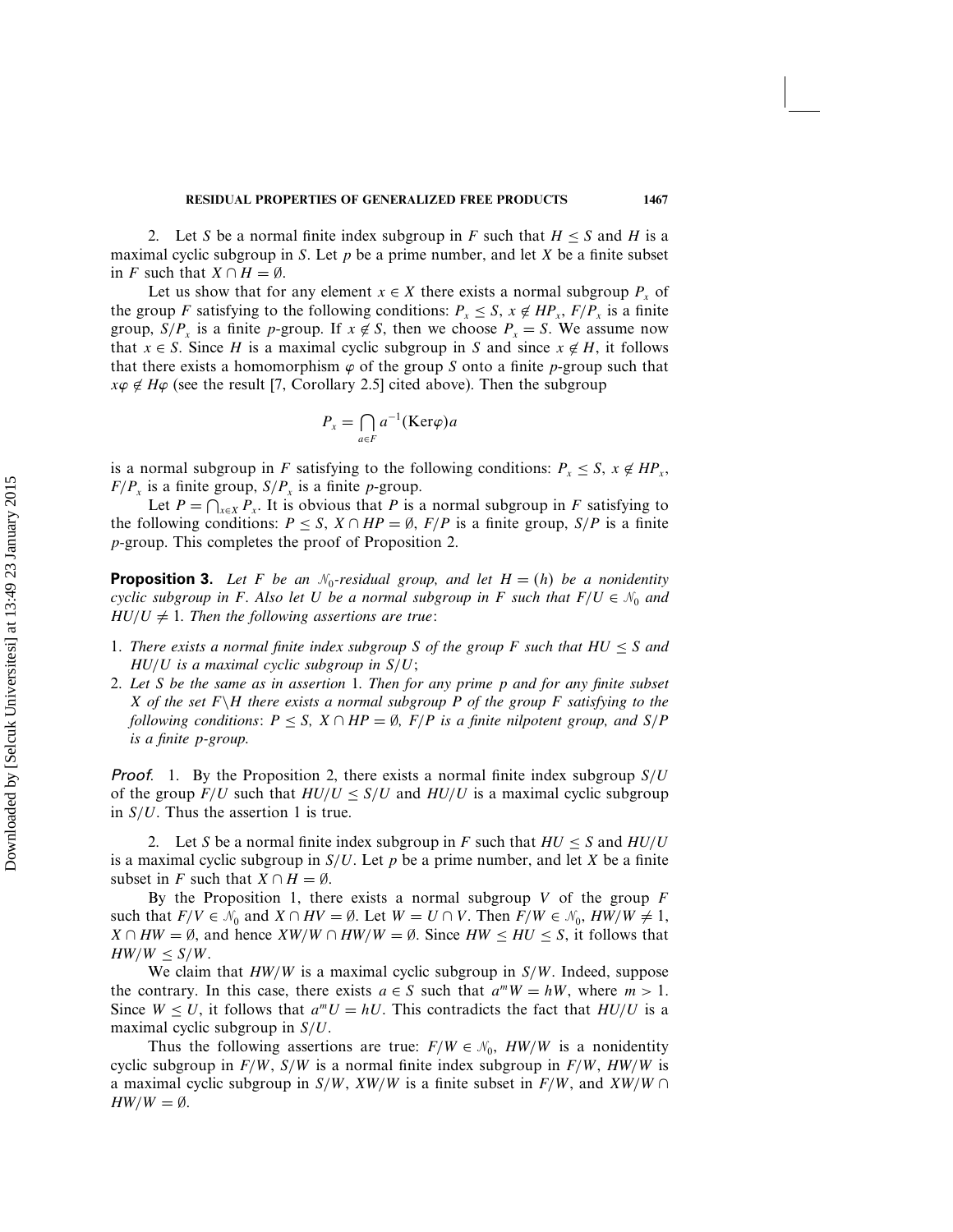2. Let $S$ be a normal finite index subgroup in $F$ such that $H \leq S$ and $H$ is a maximal cyclic subgroup in $S$. Let $p$ be a prime number, and let $X$ be a finite subset in $F$ such that $X \cap H = \emptyset$.

Let us show that for any element $x \in X$ there exists a normal subgroup $P_x$ of the group $F$ satisfying to the following conditions: $P_x \leq S$, $x \notin HP_x$, $F/P_x$ is a finite group, $S/P_x$ is a finite $p$-group. If $x \notin S$, then we choose $P_x = S$. We assume now that $x \in S$. Since $H$ is a maximal cyclic subgroup in $S$ and since $x \notin H$, it follows that there exists a homomorphism $\varphi$ of the group $S$ onto a finite $p$-group such that $x\varphi \notin H\varphi$ (see the result [7, Corollary 2.5] cited above). Then the subgroup

$$P_x = \bigcap_{a \in F} a^{-1}(\mathrm{Ker}\varphi)a$$

is a normal subgroup in $F$ satisfying to the following conditions: $P_x \leq S$, $x \notin HP_x$, $F/P_x$ is a finite group, $S/P_x$ is a finite $p$-group.

Let $P = \bigcap_{x \in X} P_x$. It is obvious that $P$ is a normal subgroup in $F$ satisfying to the following conditions: $P \leq S$, $X \cap HP = \emptyset$, $F/P$ is a finite group, $S/P$ is a finite $p$-group. This completes the proof of Proposition 2.

**Proposition 3.** *Let $F$ be an $\mathcal{N}_0$-residual group, and let $H = (h)$ be a nonidentity cyclic subgroup in $F$. Also let $U$ be a normal subgroup in $F$ such that $F/U \in \mathcal{N}_0$ and $HU/U \neq 1$. Then the following assertions are true*:

1. *There exists a normal finite index subgroup $S$ of the group $F$ such that $HU \leq S$ and $HU/U$ is a maximal cyclic subgroup in $S/U$*;
2. *Let $S$ be the same as in assertion 1. Then for any prime $p$ and for any finite subset $X$ of the set $F \backslash H$ there exists a normal subgroup $P$ of the group $F$ satisfying to the following conditions*: $P \leq S$, $X \cap HP = \emptyset$, *$F/P$ is a finite nilpotent group, and $S/P$ is a finite $p$-group.*

*Proof.* 1. By the Proposition 2, there exists a normal finite index subgroup $S/U$ of the group $F/U$ such that $HU/U \leq S/U$ and $HU/U$ is a maximal cyclic subgroup in $S/U$. Thus the assertion 1 is true.

2. Let $S$ be a normal finite index subgroup in $F$ such that $HU \leq S$ and $HU/U$ is a maximal cyclic subgroup in $S/U$. Let $p$ be a prime number, and let $X$ be a finite subset in $F$ such that $X \cap H = \emptyset$.

By the Proposition 1, there exists a normal subgroup $V$ of the group $F$ such that $F/V \in \mathcal{N}_0$ and $X \cap HV = \emptyset$. Let $W = U \cap V$. Then $F/W \in \mathcal{N}_0$, $HW/W \neq 1$, $X \cap HW = \emptyset$, and hence $XW/W \cap HW/W = \emptyset$. Since $HW \leq HU \leq S$, it follows that $HW/W \leq S/W$.

We claim that $HW/W$ is a maximal cyclic subgroup in $S/W$. Indeed, suppose the contrary. In this case, there exists $a \in S$ such that $a^m W = hW$, where $m > 1$. Since $W \leq U$, it follows that $a^m U = hU$. This contradicts the fact that $HU/U$ is a maximal cyclic subgroup in $S/U$.

Thus the following assertions are true: $F/W \in \mathcal{N}_0$, $HW/W$ is a nonidentity cyclic subgroup in $F/W$, $S/W$ is a normal finite index subgroup in $F/W$, $HW/W$ is a maximal cyclic subgroup in $S/W$, $XW/W$ is a finite subset in $F/W$, and $XW/W \cap HW/W = \emptyset$.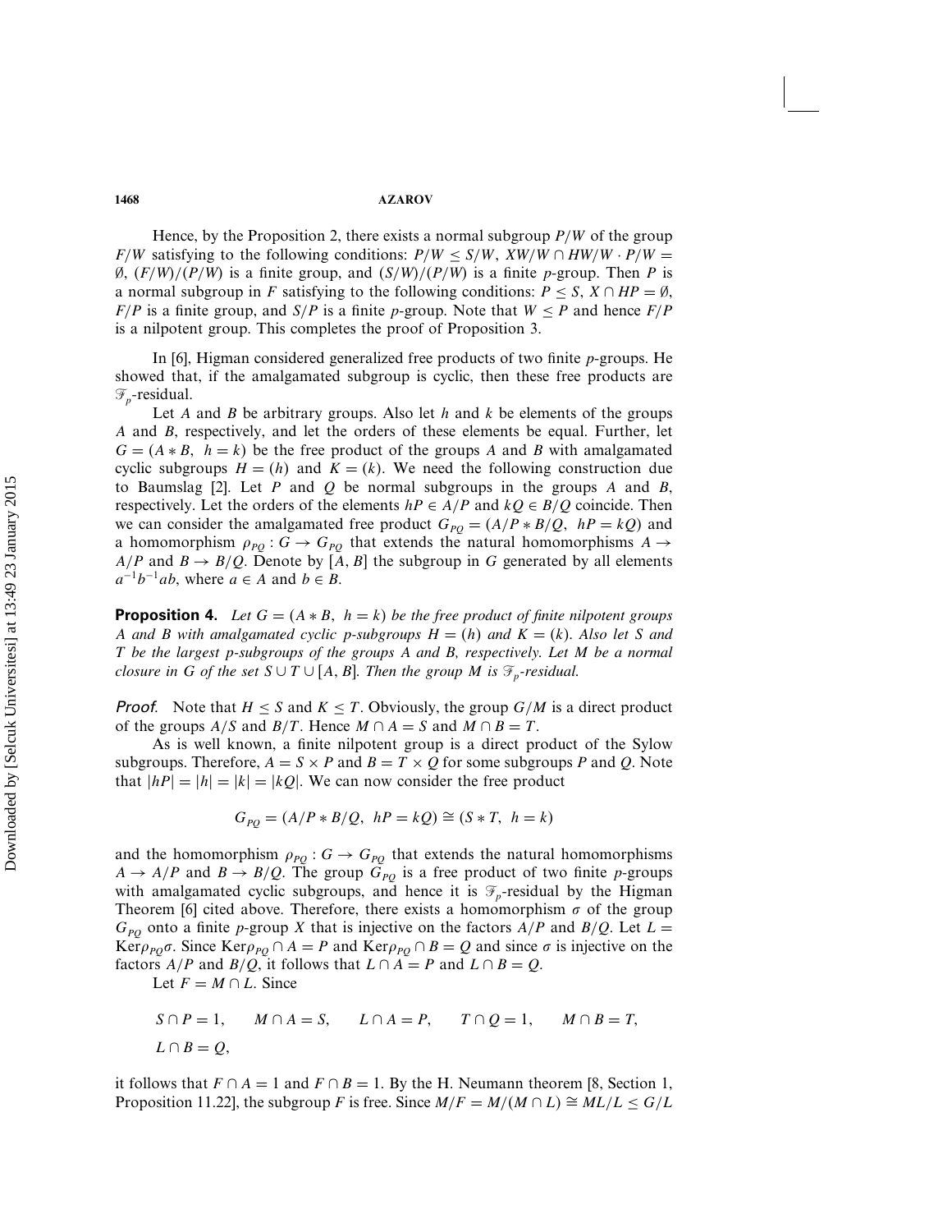Hence, by the Proposition 2, there exists a normal subgroup $P/W$ of the group $F/W$ satisfying to the following conditions: $P/W \leq S/W$, $XW/W \cap HW/W \cdot P/W = \emptyset$, $(F/W)/(P/W)$ is a finite group, and $(S/W)/(P/W)$ is a finite $p$-group. Then $P$ is a normal subgroup in $F$ satisfying to the following conditions: $P \leq S$, $X \cap HP = \emptyset$, $F/P$ is a finite group, and $S/P$ is a finite $p$-group. Note that $W \leq P$ and hence $F/P$ is a nilpotent group. This completes the proof of Proposition 3.

In [6], Higman considered generalized free products of two finite $p$-groups. He showed that, if the amalgamated subgroup is cyclic, then these free products are $\mathcal{F}_p$-residual.

Let $A$ and $B$ be arbitrary groups. Also let $h$ and $k$ be elements of the groups $A$ and $B$, respectively, and let the orders of these elements be equal. Further, let $G = (A * B,\ h = k)$ be the free product of the groups $A$ and $B$ with amalgamated cyclic subgroups $H = (h)$ and $K = (k)$. We need the following construction due to Baumslag [2]. Let $P$ and $Q$ be normal subgroups in the groups $A$ and $B$, respectively. Let the orders of the elements $hP \in A/P$ and $kQ \in B/Q$ coincide. Then we can consider the amalgamated free product $G_{PQ} = (A/P * B/Q,\ hP = kQ)$ and a homomorphism $\rho_{PQ} : G \to G_{PQ}$ that extends the natural homomorphisms $A \to A/P$ and $B \to B/Q$. Denote by $[A, B]$ the subgroup in $G$ generated by all elements $a^{-1}b^{-1}ab$, where $a \in A$ and $b \in B$.

**Proposition 4.** *Let $G = (A * B,\ h = k)$ be the free product of finite nilpotent groups $A$ and $B$ with amalgamated cyclic $p$-subgroups $H = (h)$ and $K = (k)$. Also let $S$ and $T$ be the largest $p$-subgroups of the groups $A$ and $B$, respectively. Let $M$ be a normal closure in $G$ of the set $S \cup T \cup [A, B]$. Then the group $M$ is $\mathcal{F}_p$-residual.*

*Proof.* Note that $H \leq S$ and $K \leq T$. Obviously, the group $G/M$ is a direct product of the groups $A/S$ and $B/T$. Hence $M \cap A = S$ and $M \cap B = T$.

As is well known, a finite nilpotent group is a direct product of the Sylow subgroups. Therefore, $A = S \times P$ and $B = T \times Q$ for some subgroups $P$ and $Q$. Note that $|hP| = |h| = |k| = |kQ|$. We can now consider the free product

$$G_{PQ} = (A/P * B/Q,\ hP = kQ) \cong (S * T,\ h = k)$$

and the homomorphism $\rho_{PQ} : G \to G_{PQ}$ that extends the natural homomorphisms $A \to A/P$ and $B \to B/Q$. The group $G_{PQ}$ is a free product of two finite $p$-groups with amalgamated cyclic subgroups, and hence it is $\mathcal{F}_p$-residual by the Higman Theorem [6] cited above. Therefore, there exists a homomorphism $\sigma$ of the group $G_{PQ}$ onto a finite $p$-group $X$ that is injective on the factors $A/P$ and $B/Q$. Let $L = \mathrm{Ker}\rho_{PQ}\sigma$. Since $\mathrm{Ker}\rho_{PQ} \cap A = P$ and $\mathrm{Ker}\rho_{PQ} \cap B = Q$ and since $\sigma$ is injective on the factors $A/P$ and $B/Q$, it follows that $L \cap A = P$ and $L \cap B = Q$.

Let $F = M \cap L$. Since

$$S \cap P = 1, \qquad M \cap A = S, \qquad L \cap A = P, \qquad T \cap Q = 1, \qquad M \cap B = T,$$
$$L \cap B = Q,$$

it follows that $F \cap A = 1$ and $F \cap B = 1$. By the H. Neumann theorem [8, Section 1, Proposition 11.22], the subgroup $F$ is free. Since $M/F = M/(M \cap L) \cong ML/L \leq G/L$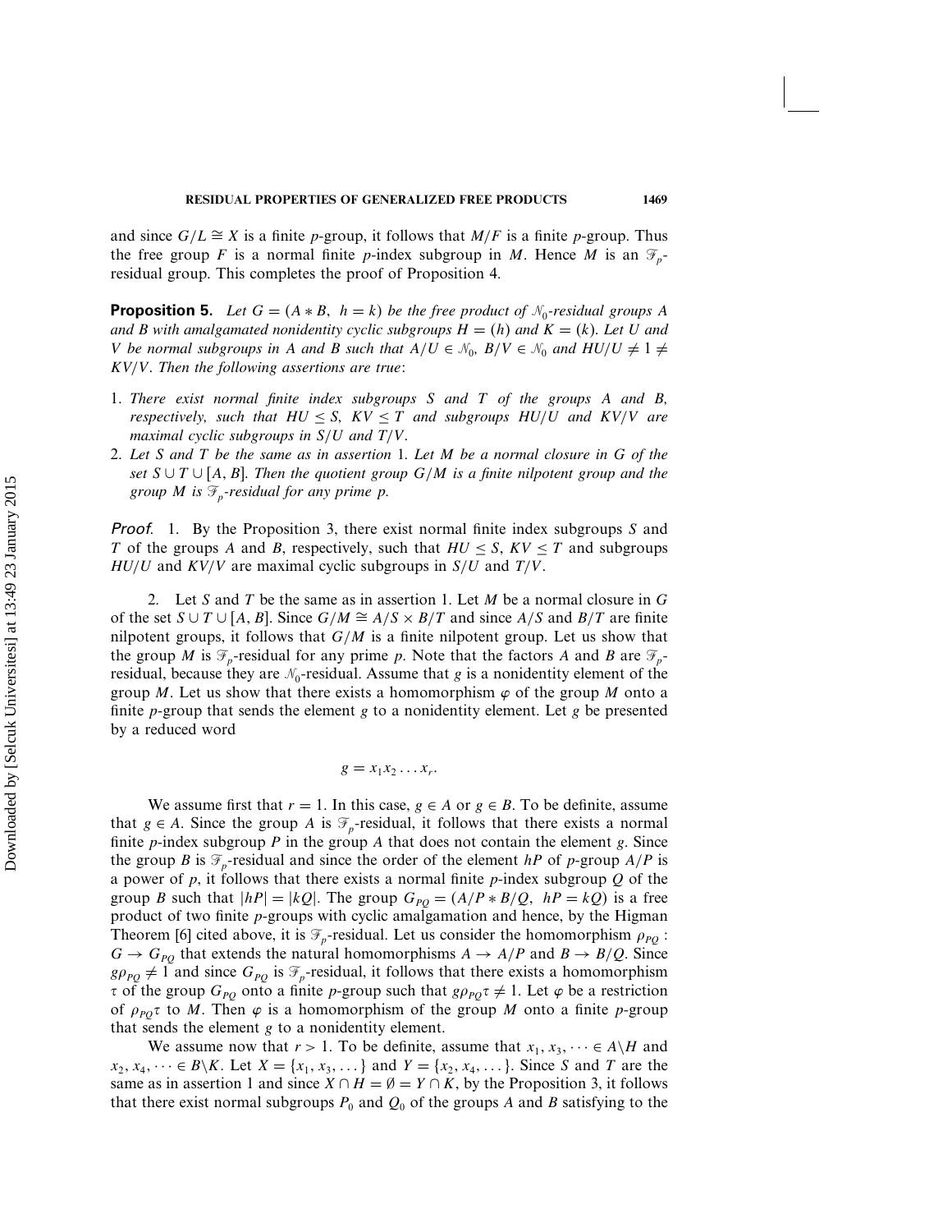and since $G/L \cong X$ is a finite $p$-group, it follows that $M/F$ is a finite $p$-group. Thus the free group $F$ is a normal finite $p$-index subgroup in $M$. Hence $M$ is an $\mathcal{F}_p$-residual group. This completes the proof of Proposition 4.

**Proposition 5.** *Let $G = (A * B,\ h = k)$ be the free product of $\mathcal{N}_0$-residual groups $A$ and $B$ with amalgamated nonidentity cyclic subgroups $H = (h)$ and $K = (k)$. Let $U$ and $V$ be normal subgroups in $A$ and $B$ such that $A/U \in \mathcal{N}_0$, $B/V \in \mathcal{N}_0$ and $HU/U \neq 1 \neq KV/V$. Then the following assertions are true:*

1. *There exist normal finite index subgroups $S$ and $T$ of the groups $A$ and $B$, respectively, such that $HU \leq S$, $KV \leq T$ and subgroups $HU/U$ and $KV/V$ are maximal cyclic subgroups in $S/U$ and $T/V$.*
2. *Let $S$ and $T$ be the same as in assertion 1. Let $M$ be a normal closure in $G$ of the set $S \cup T \cup [A, B]$. Then the quotient group $G/M$ is a finite nilpotent group and the group $M$ is $\mathcal{F}_p$-residual for any prime $p$.*

*Proof.* 1. By the Proposition 3, there exist normal finite index subgroups $S$ and $T$ of the groups $A$ and $B$, respectively, such that $HU \leq S$, $KV \leq T$ and subgroups $HU/U$ and $KV/V$ are maximal cyclic subgroups in $S/U$ and $T/V$.

2. Let $S$ and $T$ be the same as in assertion 1. Let $M$ be a normal closure in $G$ of the set $S \cup T \cup [A, B]$. Since $G/M \cong A/S \times B/T$ and since $A/S$ and $B/T$ are finite nilpotent groups, it follows that $G/M$ is a finite nilpotent group. Let us show that the group $M$ is $\mathcal{F}_p$-residual for any prime $p$. Note that the factors $A$ and $B$ are $\mathcal{F}_p$-residual, because they are $\mathcal{N}_0$-residual. Assume that $g$ is a nonidentity element of the group $M$. Let us show that there exists a homomorphism $\varphi$ of the group $M$ onto a finite $p$-group that sends the element $g$ to a nonidentity element. Let $g$ be presented by a reduced word

$$g = x_1 x_2 \ldots x_r.$$

We assume first that $r = 1$. In this case, $g \in A$ or $g \in B$. To be definite, assume that $g \in A$. Since the group $A$ is $\mathcal{F}_p$-residual, it follows that there exists a normal finite $p$-index subgroup $P$ in the group $A$ that does not contain the element $g$. Since the group $B$ is $\mathcal{F}_p$-residual and since the order of the element $hP$ of $p$-group $A/P$ is a power of $p$, it follows that there exists a normal finite $p$-index subgroup $Q$ of the group $B$ such that $|hP| = |kQ|$. The group $G_{PQ} = (A/P * B/Q,\ hP = kQ)$ is a free product of two finite $p$-groups with cyclic amalgamation and hence, by the Higman Theorem [6] cited above, it is $\mathcal{F}_p$-residual. Let us consider the homomorphism $\rho_{PQ} : G \to G_{PQ}$ that extends the natural homomorphisms $A \to A/P$ and $B \to B/Q$. Since $g\rho_{PQ} \neq 1$ and since $G_{PQ}$ is $\mathcal{F}_p$-residual, it follows that there exists a homomorphism $\tau$ of the group $G_{PQ}$ onto a finite $p$-group such that $g\rho_{PQ}\tau \neq 1$. Let $\varphi$ be a restriction of $\rho_{PQ}\tau$ to $M$. Then $\varphi$ is a homomorphism of the group $M$ onto a finite $p$-group that sends the element $g$ to a nonidentity element.

We assume now that $r > 1$. To be definite, assume that $x_1, x_3, \cdots \in A \backslash H$ and $x_2, x_4, \cdots \in B \backslash K$. Let $X = \{x_1, x_3, \ldots\}$ and $Y = \{x_2, x_4, \ldots\}$. Since $S$ and $T$ are the same as in assertion 1 and since $X \cap H = \emptyset = Y \cap K$, by the Proposition 3, it follows that there exist normal subgroups $P_0$ and $Q_0$ of the groups $A$ and $B$ satisfying to the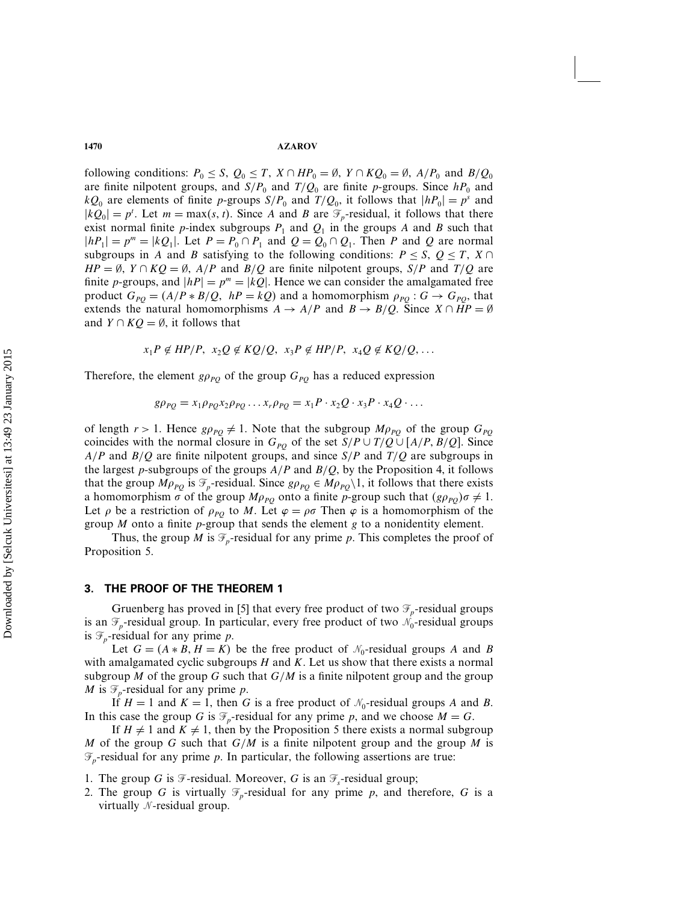following conditions: $P_0 \leq S$, $Q_0 \leq T$, $X \cap HP_0 = \emptyset$, $Y \cap KQ_0 = \emptyset$, $A/P_0$ and $B/Q_0$ are finite nilpotent groups, and $S/P_0$ and $T/Q_0$ are finite $p$-groups. Since $hP_0$ and $kQ_0$ are elements of finite $p$-groups $S/P_0$ and $T/Q_0$, it follows that $|hP_0| = p^s$ and $|kQ_0| = p^t$. Let $m = \max(s, t)$. Since $A$ and $B$ are $\mathcal{F}_p$-residual, it follows that there exist normal finite $p$-index subgroups $P_1$ and $Q_1$ in the groups $A$ and $B$ such that $|hP_1| = p^m = |kQ_1|$. Let $P = P_0 \cap P_1$ and $Q = Q_0 \cap Q_1$. Then $P$ and $Q$ are normal subgroups in $A$ and $B$ satisfying to the following conditions: $P \leq S$, $Q \leq T$, $X \cap HP = \emptyset$, $Y \cap KQ = \emptyset$, $A/P$ and $B/Q$ are finite nilpotent groups, $S/P$ and $T/Q$ are finite $p$-groups, and $|hP| = p^m = |kQ|$. Hence we can consider the amalgamated free product $G_{PQ} = (A/P * B/Q,\ hP = kQ)$ and a homomorphism $\rho_{PQ} : G \to G_{PQ}$, that extends the natural homomorphisms $A \to A/P$ and $B \to B/Q$. Since $X \cap HP = \emptyset$ and $Y \cap KQ = \emptyset$, it follows that

$$x_1P \notin HP/P,\ \ x_2Q \notin KQ/Q,\ \ x_3P \notin HP/P,\ \ x_4Q \notin KQ/Q, \ldots$$

Therefore, the element $g\rho_{PQ}$ of the group $G_{PQ}$ has a reduced expression

$$g\rho_{PQ} = x_1\rho_{PQ}x_2\rho_{PQ} \ldots x_r\rho_{PQ} = x_1P \cdot x_2Q \cdot x_3P \cdot x_4Q \cdot \ldots$$

of length $r > 1$. Hence $g\rho_{PQ} \neq 1$. Note that the subgroup $M\rho_{PQ}$ of the group $G_{PQ}$ coincides with the normal closure in $G_{PQ}$ of the set $S/P \cup T/Q \cup [A/P, B/Q]$. Since $A/P$ and $B/Q$ are finite nilpotent groups, and since $S/P$ and $T/Q$ are subgroups in the largest $p$-subgroups of the groups $A/P$ and $B/Q$, by the Proposition 4, it follows that the group $M\rho_{PQ}$ is $\mathcal{F}_p$-residual. Since $g\rho_{PQ} \in M\rho_{PQ}\backslash 1$, it follows that there exists a homomorphism $\sigma$ of the group $M\rho_{PQ}$ onto a finite $p$-group such that $(g\rho_{PQ})\sigma \neq 1$. Let $\rho$ be a restriction of $\rho_{PQ}$ to $M$. Let $\varphi = \rho\sigma$ Then $\varphi$ is a homomorphism of the group $M$ onto a finite $p$-group that sends the element $g$ to a nonidentity element.

Thus, the group $M$ is $\mathcal{F}_p$-residual for any prime $p$. This completes the proof of Proposition 5.

## 3. THE PROOF OF THE THEOREM 1

Gruenberg has proved in [5] that every free product of two $\mathcal{F}_p$-residual groups is an $\mathcal{F}_p$-residual group. In particular, every free product of two $\mathcal{N}_0$-residual groups is $\mathcal{F}_p$-residual for any prime $p$.

Let $G = (A * B, H = K)$ be the free product of $\mathcal{N}_0$-residual groups $A$ and $B$ with amalgamated cyclic subgroups $H$ and $K$. Let us show that there exists a normal subgroup $M$ of the group $G$ such that $G/M$ is a finite nilpotent group and the group $M$ is $\mathcal{F}_p$-residual for any prime $p$.

If $H = 1$ and $K = 1$, then $G$ is a free product of $\mathcal{N}_0$-residual groups $A$ and $B$. In this case the group $G$ is $\mathcal{F}_p$-residual for any prime $p$, and we choose $M = G$.

If $H \neq 1$ and $K \neq 1$, then by the Proposition 5 there exists a normal subgroup $M$ of the group $G$ such that $G/M$ is a finite nilpotent group and the group $M$ is $\mathcal{F}_p$-residual for any prime $p$. In particular, the following assertions are true:

1. The group $G$ is $\mathcal{F}$-residual. Moreover, $G$ is an $\mathcal{F}_s$-residual group;
2. The group $G$ is virtually $\mathcal{F}_p$-residual for any prime $p$, and therefore, $G$ is a virtually $\mathcal{N}$-residual group.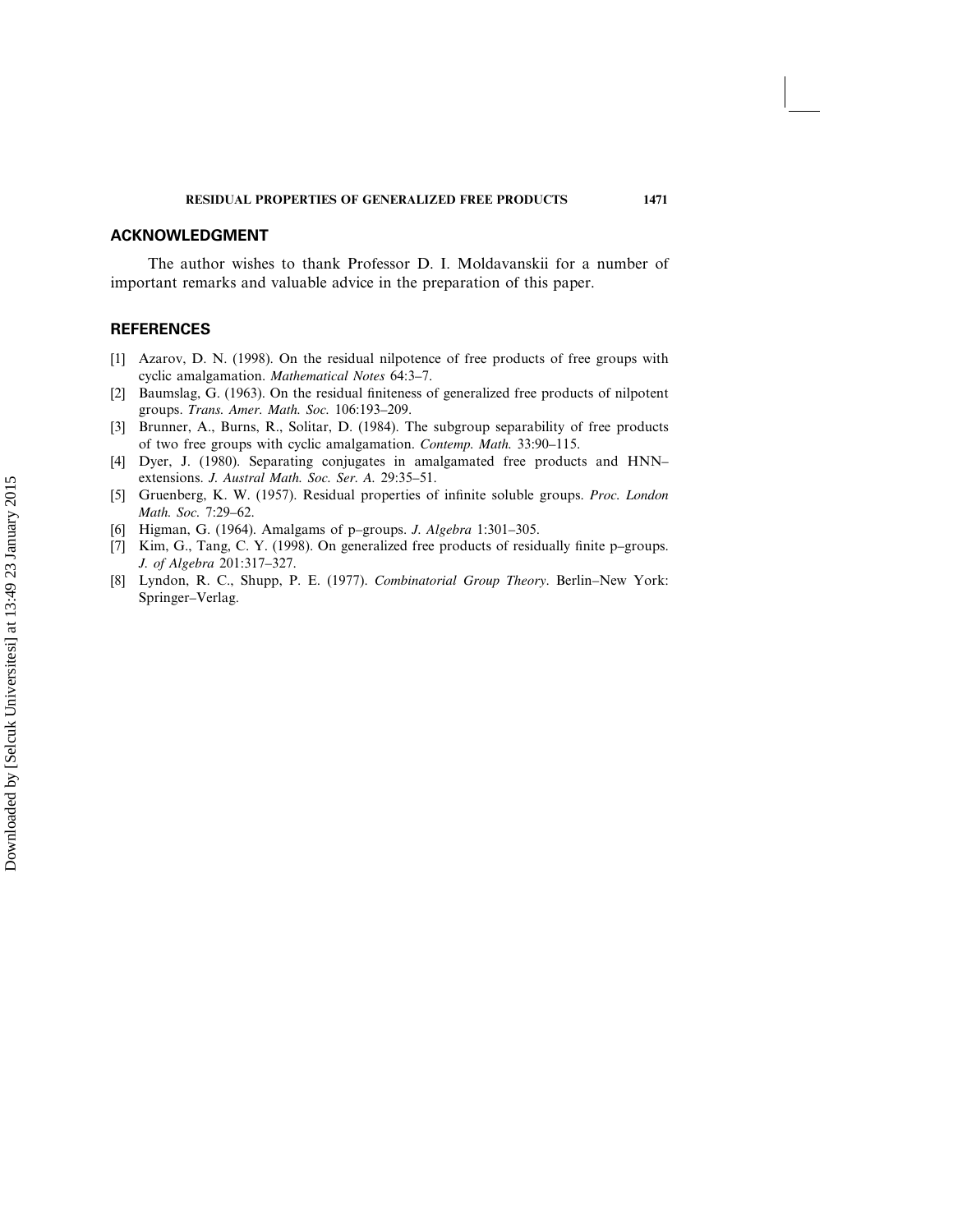## ACKNOWLEDGMENT

The author wishes to thank Professor D. I. Moldavanskii for a number of important remarks and valuable advice in the preparation of this paper.

## REFERENCES

[1] Azarov, D. N. (1998). On the residual nilpotence of free products of free groups with cyclic amalgamation. *Mathematical Notes* 64:3–7.

[2] Baumslag, G. (1963). On the residual finiteness of generalized free products of nilpotent groups. *Trans. Amer. Math. Soc.* 106:193–209.

[3] Brunner, A., Burns, R., Solitar, D. (1984). The subgroup separability of free products of two free groups with cyclic amalgamation. *Contemp. Math.* 33:90–115.

[4] Dyer, J. (1980). Separating conjugates in amalgamated free products and HNN–extensions. *J. Austral Math. Soc. Ser. A.* 29:35–51.

[5] Gruenberg, K. W. (1957). Residual properties of infinite soluble groups. *Proc. London Math. Soc.* 7:29–62.

[6] Higman, G. (1964). Amalgams of p–groups. *J. Algebra* 1:301–305.

[7] Kim, G., Tang, C. Y. (1998). On generalized free products of residually finite p–groups. *J. of Algebra* 201:317–327.

[8] Lyndon, R. C., Shupp, P. E. (1977). *Combinatorial Group Theory*. Berlin–New York: Springer–Verlag.